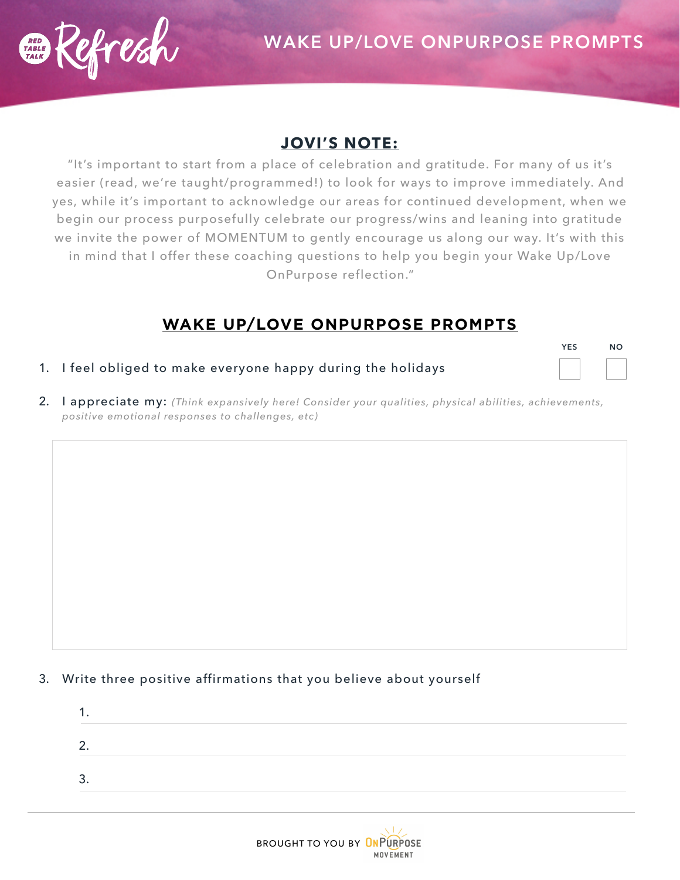# WAKE UP/LOVE ONPURPOSE PROMPTS

## JOVI'S NOTE:

"It's important to start from a place of celebration and gratitude. For many of us it's easier (read, we're taught/programmed!) to look for ways to improve immediately. And yes, while it's important to acknowledge our areas for continued development, when we begin our process purposefully celebrate our progress/wins and leaning into gratitude we invite the power of MOMENTUM to gently encourage us along our way. It's with this in mind that I offer these coaching questions to help you begin your Wake Up/Love OnPurpose reflection."

## WAKE UP/LOVE ONPURPOSE PROMPTS

| | YES | NO |
|---|---|---|
| 1. I feel obliged to make everyone happy during the holidays | ☐ | ☐ |

2. I appreciate my: *(Think expansively here! Consider your qualities, physical abilities, achievements, positive emotional responses to challenges, etc)*

3. Write three positive affirmations that you believe about yourself

   1.
   2.
   3.

BROUGHT TO YOU BY ONPURPOSE MOVEMENT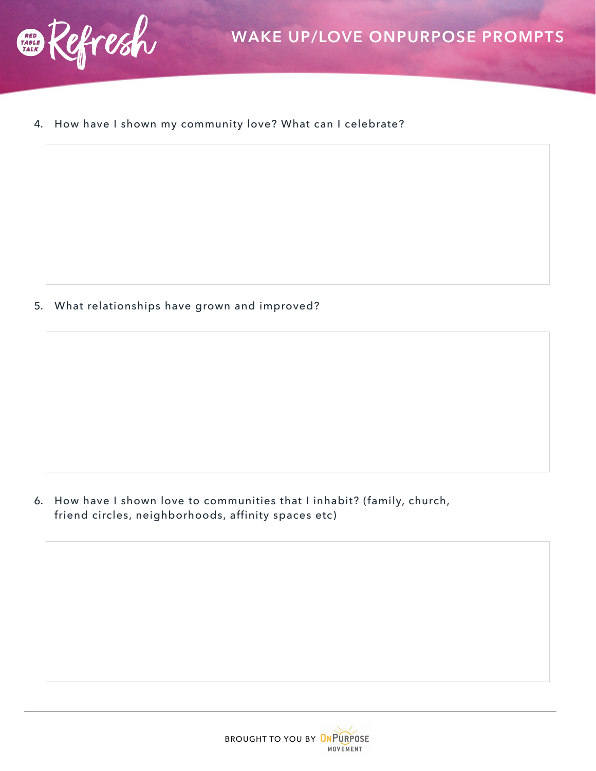4. How have I shown my community love? What can I celebrate?

5. What relationships have grown and improved?

6. How have I shown love to communities that I inhabit? (family, church, friend circles, neighborhoods, affinity spaces etc)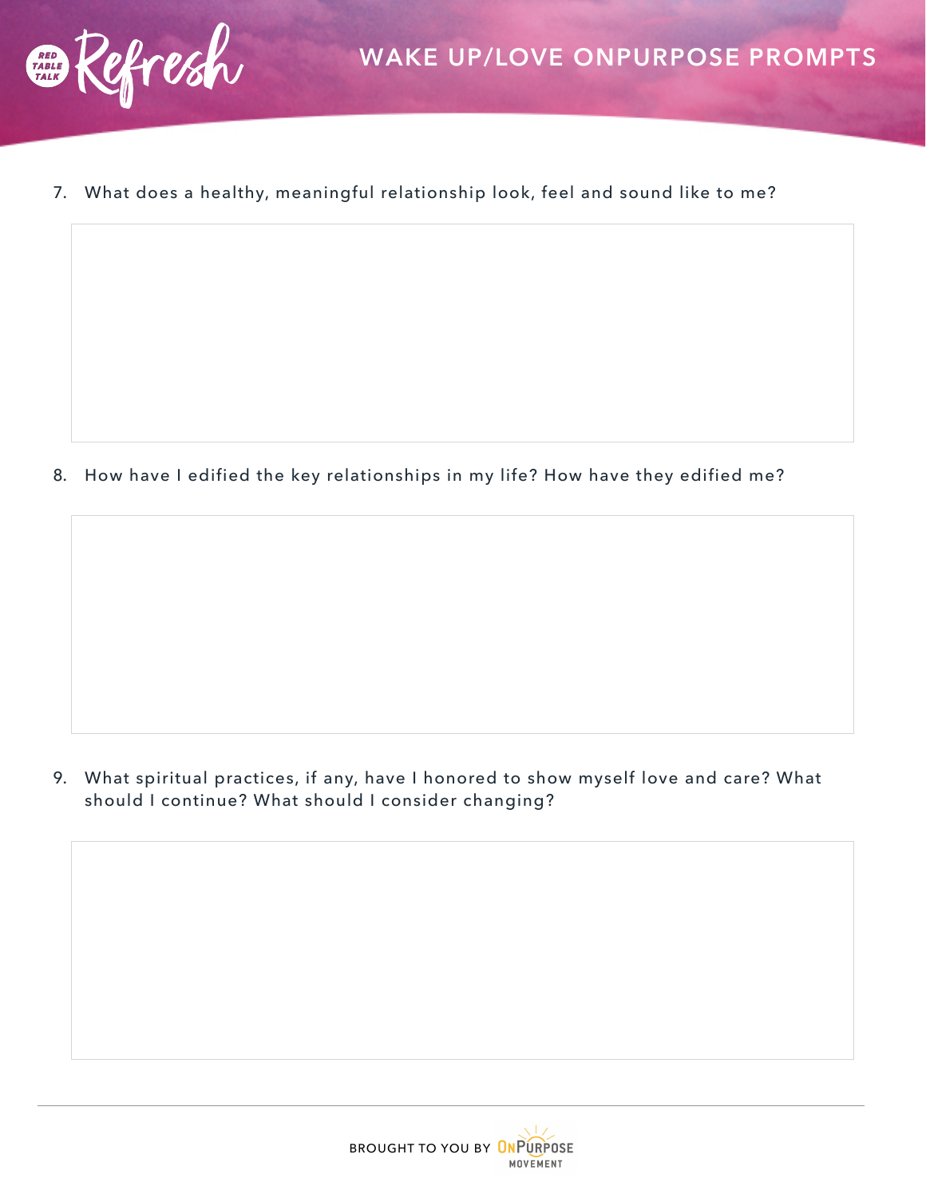# WAKE UP/LOVE ONPURPOSE PROMPTS

7. What does a healthy, meaningful relationship look, feel and sound like to me?

8. How have I edified the key relationships in my life? How have they edified me?

9. What spiritual practices, if any, have I honored to show myself love and care? What should I continue? What should I consider changing?

BROUGHT TO YOU BY ONPURPOSE MOVEMENT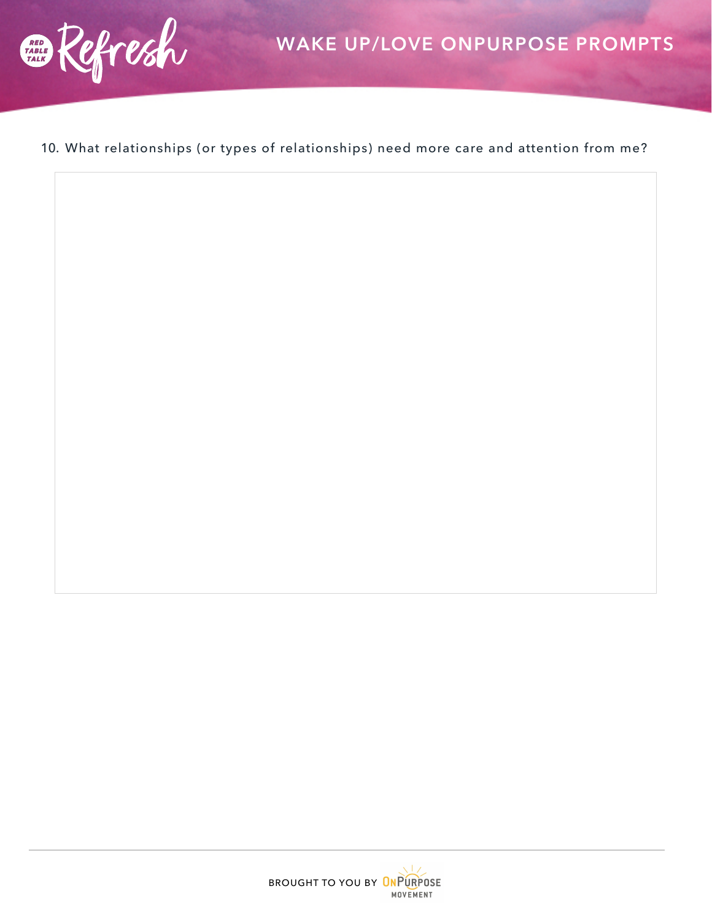10. What relationships (or types of relationships) need more care and attention from me?